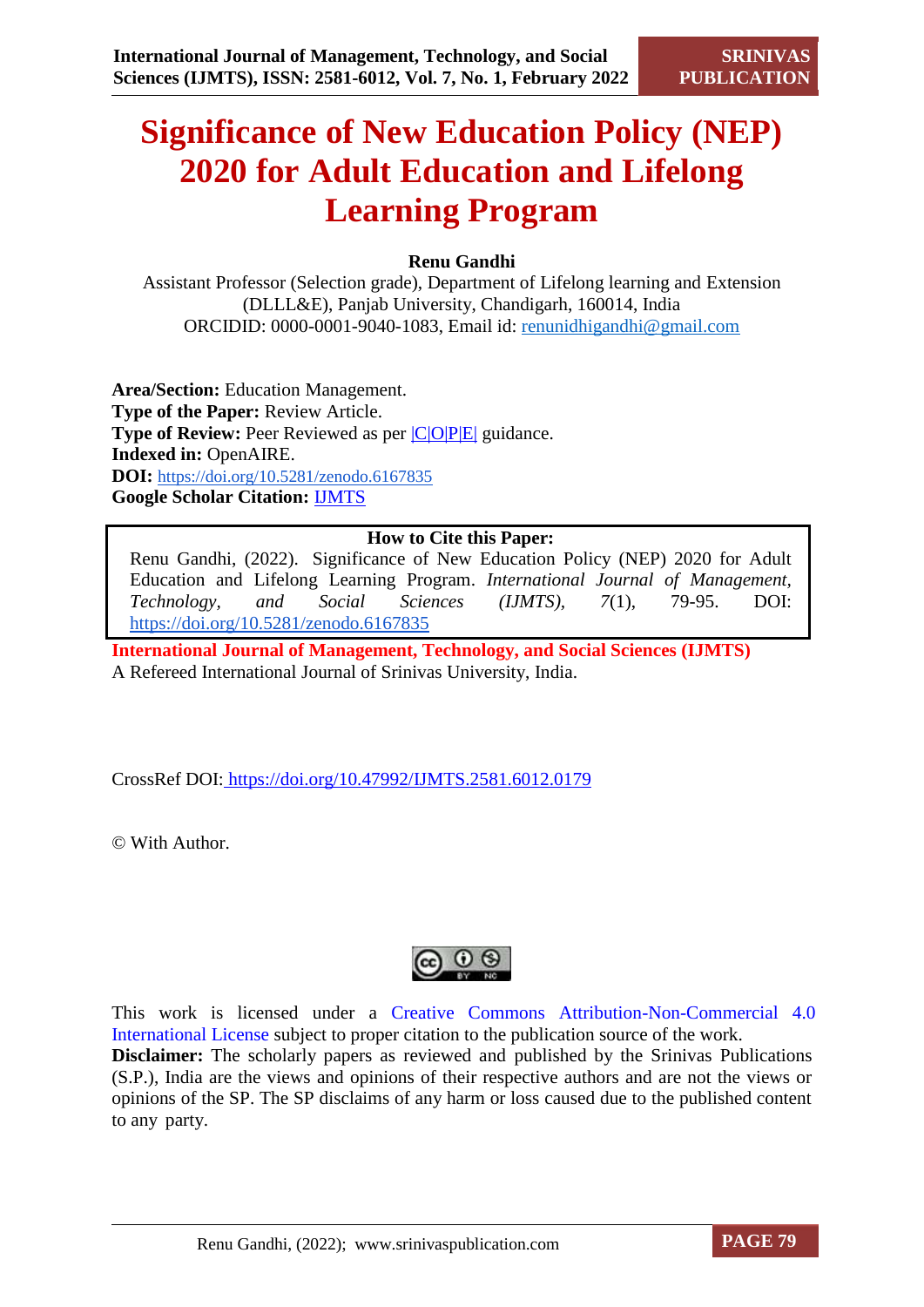# Significance of New Education Policy (NEP) 2020 for Adult Education and Lifelong Learning Program

**Renu Gandhi**

Assistant Professor (Selection grade), Department of Lifelong learning and Extension (DLLL&E), Panjab University, Chandigarh, 160014, India
ORCIDID: 0000-0001-9040-1083, Email id: renunidhigandhi@gmail.com

**Area/Section:** Education Management.
**Type of the Paper:** Review Article.
**Type of Review:** Peer Reviewed as per |C|O|P|E| guidance.
**Indexed in:** OpenAIRE.
**DOI:** https://doi.org/10.5281/zenodo.6167835
**Google Scholar Citation:** IJMTS

**How to Cite this Paper:**

Renu Gandhi, (2022). Significance of New Education Policy (NEP) 2020 for Adult Education and Lifelong Learning Program. *International Journal of Management, Technology, and Social Sciences (IJMTS), 7*(1), 79-95. DOI: https://doi.org/10.5281/zenodo.6167835

**International Journal of Management, Technology, and Social Sciences (IJMTS)**
A Refereed International Journal of Srinivas University, India.

CrossRef DOI: https://doi.org/10.47992/IJMTS.2581.6012.0179

© With Author.

This work is licensed under a Creative Commons Attribution-Non-Commercial 4.0 International License subject to proper citation to the publication source of the work.

**Disclaimer:** The scholarly papers as reviewed and published by the Srinivas Publications (S.P.), India are the views and opinions of their respective authors and are not the views or opinions of the SP. The SP disclaims of any harm or loss caused due to the published content to any party.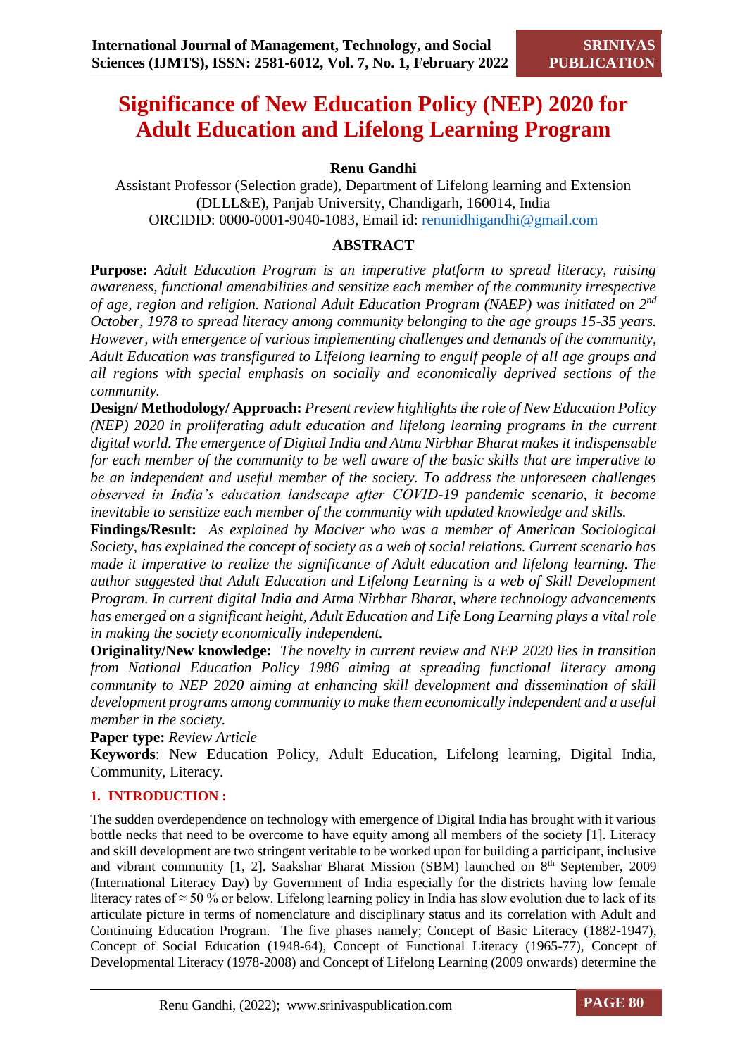# Significance of New Education Policy (NEP) 2020 for Adult Education and Lifelong Learning Program

**Renu Gandhi**

Assistant Professor (Selection grade), Department of Lifelong learning and Extension (DLLL&E), Panjab University, Chandigarh, 160014, India
ORCIDID: 0000-0001-9040-1083, Email id: renunidhigandhi@gmail.com

## ABSTRACT

**Purpose:** *Adult Education Program is an imperative platform to spread literacy, raising awareness, functional amenabilities and sensitize each member of the community irrespective of age, region and religion. National Adult Education Program (NAEP) was initiated on 2nd October, 1978 to spread literacy among community belonging to the age groups 15-35 years. However, with emergence of various implementing challenges and demands of the community, Adult Education was transfigured to Lifelong learning to engulf people of all age groups and all regions with special emphasis on socially and economically deprived sections of the community.*

**Design/ Methodology/ Approach:** *Present review highlights the role of New Education Policy (NEP) 2020 in proliferating adult education and lifelong learning programs in the current digital world. The emergence of Digital India and Atma Nirbhar Bharat makes it indispensable for each member of the community to be well aware of the basic skills that are imperative to be an independent and useful member of the society. To address the unforeseen challenges observed in India's education landscape after COVID-19 pandemic scenario, it become inevitable to sensitize each member of the community with updated knowledge and skills.*

**Findings/Result:** *As explained by Maclver who was a member of American Sociological Society, has explained the concept of society as a web of social relations. Current scenario has made it imperative to realize the significance of Adult education and lifelong learning. The author suggested that Adult Education and Lifelong Learning is a web of Skill Development Program. In current digital India and Atma Nirbhar Bharat, where technology advancements has emerged on a significant height, Adult Education and Life Long Learning plays a vital role in making the society economically independent.*

**Originality/New knowledge:** *The novelty in current review and NEP 2020 lies in transition from National Education Policy 1986 aiming at spreading functional literacy among community to NEP 2020 aiming at enhancing skill development and dissemination of skill development programs among community to make them economically independent and a useful member in the society.*

**Paper type:** *Review Article*

**Keywords**: New Education Policy, Adult Education, Lifelong learning, Digital India, Community, Literacy.

## 1. INTRODUCTION :

The sudden overdependence on technology with emergence of Digital India has brought with it various bottle necks that need to be overcome to have equity among all members of the society [1]. Literacy and skill development are two stringent veritable to be worked upon for building a participant, inclusive and vibrant community [1, 2]. Saakshar Bharat Mission (SBM) launched on 8th September, 2009 (International Literacy Day) by Government of India especially for the districts having low female literacy rates of ≈ 50 % or below. Lifelong learning policy in India has slow evolution due to lack of its articulate picture in terms of nomenclature and disciplinary status and its correlation with Adult and Continuing Education Program. The five phases namely; Concept of Basic Literacy (1882-1947), Concept of Social Education (1948-64), Concept of Functional Literacy (1965-77), Concept of Developmental Literacy (1978-2008) and Concept of Lifelong Learning (2009 onwards) determine the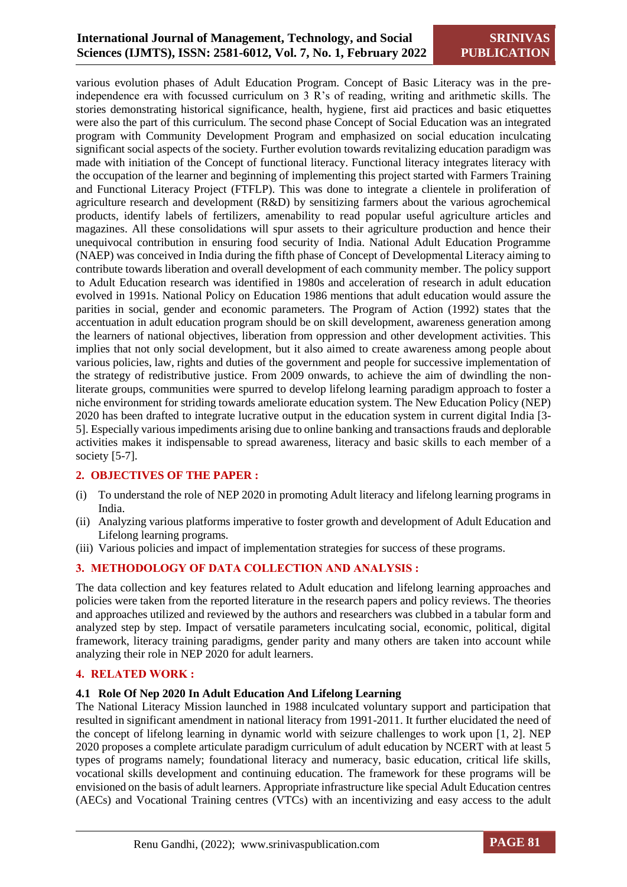various evolution phases of Adult Education Program. Concept of Basic Literacy was in the pre-independence era with focussed curriculum on 3 R's of reading, writing and arithmetic skills. The stories demonstrating historical significance, health, hygiene, first aid practices and basic etiquettes were also the part of this curriculum. The second phase Concept of Social Education was an integrated program with Community Development Program and emphasized on social education inculcating significant social aspects of the society. Further evolution towards revitalizing education paradigm was made with initiation of the Concept of functional literacy. Functional literacy integrates literacy with the occupation of the learner and beginning of implementing this project started with Farmers Training and Functional Literacy Project (FTFLP). This was done to integrate a clientele in proliferation of agriculture research and development (R&D) by sensitizing farmers about the various agrochemical products, identify labels of fertilizers, amenability to read popular useful agriculture articles and magazines. All these consolidations will spur assets to their agriculture production and hence their unequivocal contribution in ensuring food security of India. National Adult Education Programme (NAEP) was conceived in India during the fifth phase of Concept of Developmental Literacy aiming to contribute towards liberation and overall development of each community member. The policy support to Adult Education research was identified in 1980s and acceleration of research in adult education evolved in 1991s. National Policy on Education 1986 mentions that adult education would assure the parities in social, gender and economic parameters. The Program of Action (1992) states that the accentuation in adult education program should be on skill development, awareness generation among the learners of national objectives, liberation from oppression and other development activities. This implies that not only social development, but it also aimed to create awareness among people about various policies, law, rights and duties of the government and people for successive implementation of the strategy of redistributive justice. From 2009 onwards, to achieve the aim of dwindling the non-literate groups, communities were spurred to develop lifelong learning paradigm approach to foster a niche environment for striding towards ameliorate education system. The New Education Policy (NEP) 2020 has been drafted to integrate lucrative output in the education system in current digital India [3-5]. Especially various impediments arising due to online banking and transactions frauds and deplorable activities makes it indispensable to spread awareness, literacy and basic skills to each member of a society [5-7].

## 2. OBJECTIVES OF THE PAPER :

(i) To understand the role of NEP 2020 in promoting Adult literacy and lifelong learning programs in India.
(ii) Analyzing various platforms imperative to foster growth and development of Adult Education and Lifelong learning programs.
(iii) Various policies and impact of implementation strategies for success of these programs.

## 3. METHODOLOGY OF DATA COLLECTION AND ANALYSIS :

The data collection and key features related to Adult education and lifelong learning approaches and policies were taken from the reported literature in the research papers and policy reviews. The theories and approaches utilized and reviewed by the authors and researchers was clubbed in a tabular form and analyzed step by step. Impact of versatile parameters inculcating social, economic, political, digital framework, literacy training paradigms, gender parity and many others are taken into account while analyzing their role in NEP 2020 for adult learners.

## 4. RELATED WORK :

### 4.1 Role Of Nep 2020 In Adult Education And Lifelong Learning

The National Literacy Mission launched in 1988 inculcated voluntary support and participation that resulted in significant amendment in national literacy from 1991-2011. It further elucidated the need of the concept of lifelong learning in dynamic world with seizure challenges to work upon [1, 2]. NEP 2020 proposes a complete articulate paradigm curriculum of adult education by NCERT with at least 5 types of programs namely; foundational literacy and numeracy, basic education, critical life skills, vocational skills development and continuing education. The framework for these programs will be envisioned on the basis of adult learners. Appropriate infrastructure like special Adult Education centres (AECs) and Vocational Training centres (VTCs) with an incentivizing and easy access to the adult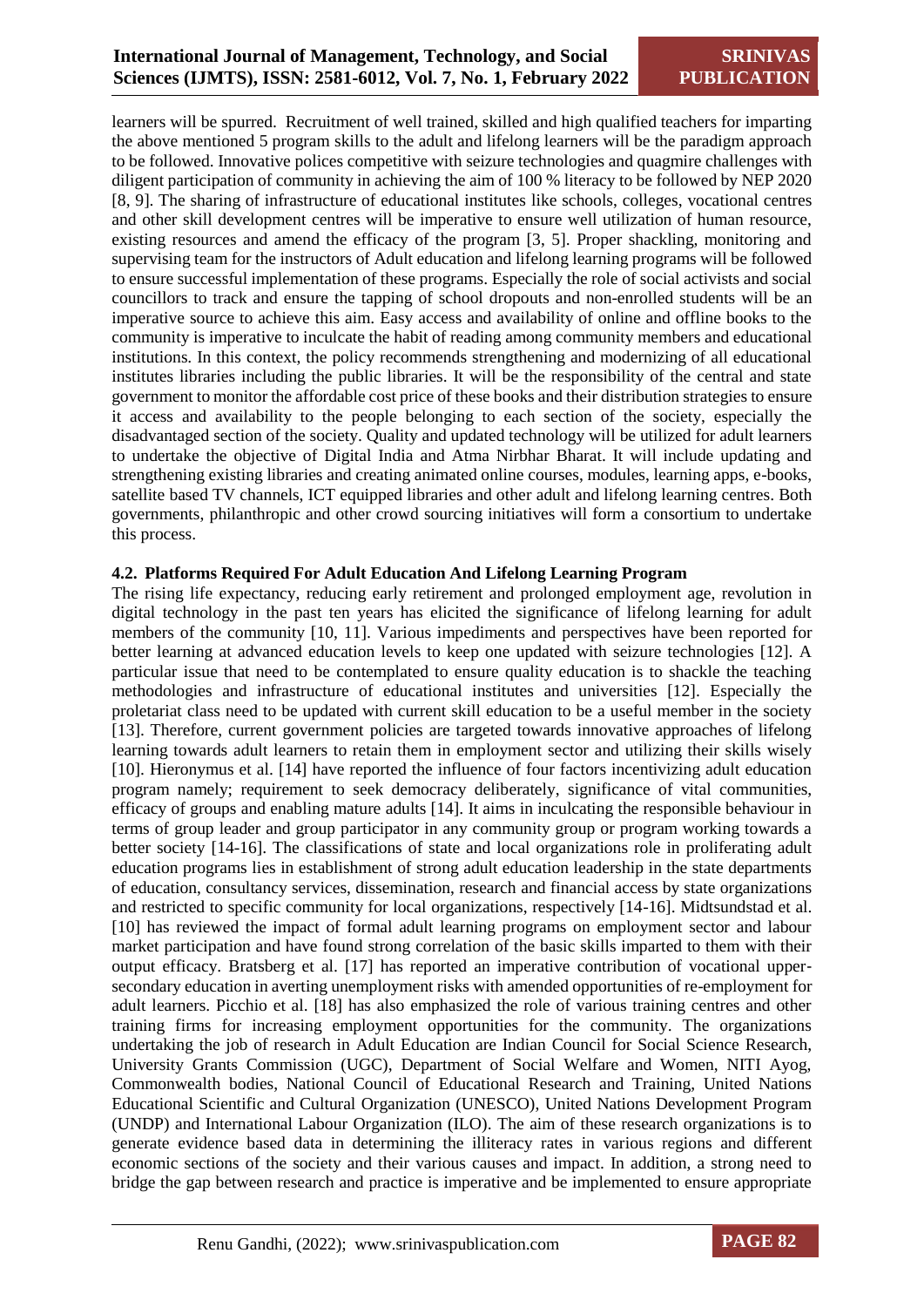learners will be spurred. Recruitment of well trained, skilled and high qualified teachers for imparting the above mentioned 5 program skills to the adult and lifelong learners will be the paradigm approach to be followed. Innovative polices competitive with seizure technologies and quagmire challenges with diligent participation of community in achieving the aim of 100 % literacy to be followed by NEP 2020 [8, 9]. The sharing of infrastructure of educational institutes like schools, colleges, vocational centres and other skill development centres will be imperative to ensure well utilization of human resource, existing resources and amend the efficacy of the program [3, 5]. Proper shackling, monitoring and supervising team for the instructors of Adult education and lifelong learning programs will be followed to ensure successful implementation of these programs. Especially the role of social activists and social councillors to track and ensure the tapping of school dropouts and non-enrolled students will be an imperative source to achieve this aim. Easy access and availability of online and offline books to the community is imperative to inculcate the habit of reading among community members and educational institutions. In this context, the policy recommends strengthening and modernizing of all educational institutes libraries including the public libraries. It will be the responsibility of the central and state government to monitor the affordable cost price of these books and their distribution strategies to ensure it access and availability to the people belonging to each section of the society, especially the disadvantaged section of the society. Quality and updated technology will be utilized for adult learners to undertake the objective of Digital India and Atma Nirbhar Bharat. It will include updating and strengthening existing libraries and creating animated online courses, modules, learning apps, e-books, satellite based TV channels, ICT equipped libraries and other adult and lifelong learning centres. Both governments, philanthropic and other crowd sourcing initiatives will form a consortium to undertake this process.

### 4.2. Platforms Required For Adult Education And Lifelong Learning Program

The rising life expectancy, reducing early retirement and prolonged employment age, revolution in digital technology in the past ten years has elicited the significance of lifelong learning for adult members of the community [10, 11]. Various impediments and perspectives have been reported for better learning at advanced education levels to keep one updated with seizure technologies [12]. A particular issue that need to be contemplated to ensure quality education is to shackle the teaching methodologies and infrastructure of educational institutes and universities [12]. Especially the proletariat class need to be updated with current skill education to be a useful member in the society [13]. Therefore, current government policies are targeted towards innovative approaches of lifelong learning towards adult learners to retain them in employment sector and utilizing their skills wisely [10]. Hieronymus et al. [14] have reported the influence of four factors incentivizing adult education program namely; requirement to seek democracy deliberately, significance of vital communities, efficacy of groups and enabling mature adults [14]. It aims in inculcating the responsible behaviour in terms of group leader and group participator in any community group or program working towards a better society [14-16]. The classifications of state and local organizations role in proliferating adult education programs lies in establishment of strong adult education leadership in the state departments of education, consultancy services, dissemination, research and financial access by state organizations and restricted to specific community for local organizations, respectively [14-16]. Midtsundstad et al. [10] has reviewed the impact of formal adult learning programs on employment sector and labour market participation and have found strong correlation of the basic skills imparted to them with their output efficacy. Bratsberg et al. [17] has reported an imperative contribution of vocational upper-secondary education in averting unemployment risks with amended opportunities of re-employment for adult learners. Picchio et al. [18] has also emphasized the role of various training centres and other training firms for increasing employment opportunities for the community. The organizations undertaking the job of research in Adult Education are Indian Council for Social Science Research, University Grants Commission (UGC), Department of Social Welfare and Women, NITI Ayog, Commonwealth bodies, National Council of Educational Research and Training, United Nations Educational Scientific and Cultural Organization (UNESCO), United Nations Development Program (UNDP) and International Labour Organization (ILO). The aim of these research organizations is to generate evidence based data in determining the illiteracy rates in various regions and different economic sections of the society and their various causes and impact. In addition, a strong need to bridge the gap between research and practice is imperative and be implemented to ensure appropriate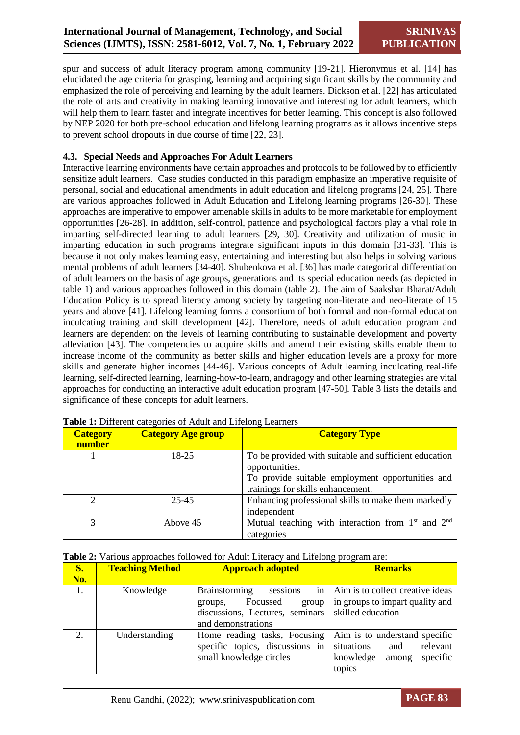spur and success of adult literacy program among community [19-21]. Hieronymus et al. [14] has elucidated the age criteria for grasping, learning and acquiring significant skills by the community and emphasized the role of perceiving and learning by the adult learners. Dickson et al. [22] has articulated the role of arts and creativity in making learning innovative and interesting for adult learners, which will help them to learn faster and integrate incentives for better learning. This concept is also followed by NEP 2020 for both pre-school education and lifelong learning programs as it allows incentive steps to prevent school dropouts in due course of time [22, 23].

### 4.3. Special Needs and Approaches For Adult Learners

Interactive learning environments have certain approaches and protocols to be followed by to efficiently sensitize adult learners. Case studies conducted in this paradigm emphasize an imperative requisite of personal, social and educational amendments in adult education and lifelong programs [24, 25]. There are various approaches followed in Adult Education and Lifelong learning programs [26-30]. These approaches are imperative to empower amenable skills in adults to be more marketable for employment opportunities [26-28]. In addition, self-control, patience and psychological factors play a vital role in imparting self-directed learning to adult learners [29, 30]. Creativity and utilization of music in imparting education in such programs integrate significant inputs in this domain [31-33]. This is because it not only makes learning easy, entertaining and interesting but also helps in solving various mental problems of adult learners [34-40]. Shubenkova et al. [36] has made categorical differentiation of adult learners on the basis of age groups, generations and its special education needs (as depicted in table 1) and various approaches followed in this domain (table 2). The aim of Saakshar Bharat/Adult Education Policy is to spread literacy among society by targeting non-literate and neo-literate of 15 years and above [41]. Lifelong learning forms a consortium of both formal and non-formal education inculcating training and skill development [42]. Therefore, needs of adult education program and learners are dependent on the levels of learning contributing to sustainable development and poverty alleviation [43]. The competencies to acquire skills and amend their existing skills enable them to increase income of the community as better skills and higher education levels are a proxy for more skills and generate higher incomes [44-46]. Various concepts of Adult learning inculcating real-life learning, self-directed learning, learning-how-to-learn, andragogy and other learning strategies are vital approaches for conducting an interactive adult education program [47-50]. Table 3 lists the details and significance of these concepts for adult learners.

**Table 1:** Different categories of Adult and Lifelong Learners

| Category number | Category Age group | Category Type |
|---|---|---|
| 1 | 18-25 | To be provided with suitable and sufficient education opportunities. To provide suitable employment opportunities and trainings for skills enhancement. |
| 2 | 25-45 | Enhancing professional skills to make them markedly independent |
| 3 | Above 45 | Mutual teaching with interaction from 1st and 2nd categories |

**Table 2:** Various approaches followed for Adult Literacy and Lifelong program are:

| S. No. | Teaching Method | Approach adopted | Remarks |
|---|---|---|---|
| 1. | Knowledge | Brainstorming sessions in groups, Focussed group discussions, Lectures, seminars and demonstrations | Aim is to collect creative ideas in groups to impart quality and skilled education |
| 2. | Understanding | Home reading tasks, Focusing specific topics, discussions in small knowledge circles | Aim is to understand specific situations and relevant knowledge among specific topics |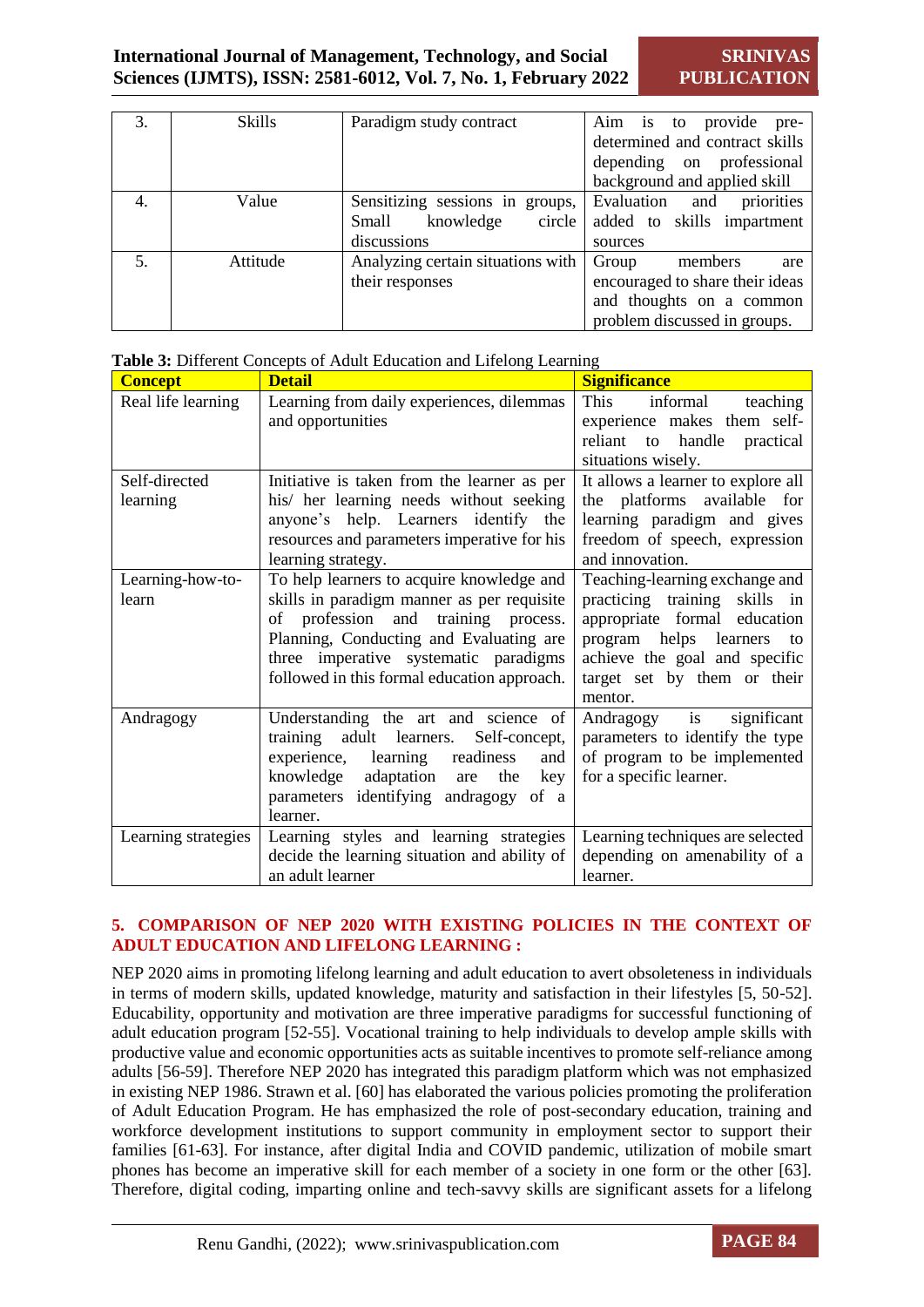| 3. | Skills | Paradigm study contract | Aim is to provide pre-determined and contract skills depending on professional background and applied skill |
|---|---|---|---|
| 4. | Value | Sensitizing sessions in groups, Small knowledge circle discussions | Evaluation and priorities added to skills impartment sources |
| 5. | Attitude | Analyzing certain situations with their responses | Group members are encouraged to share their ideas and thoughts on a common problem discussed in groups. |

**Table 3:** Different Concepts of Adult Education and Lifelong Learning

| Concept | Detail | Significance |
|---|---|---|
| Real life learning | Learning from daily experiences, dilemmas and opportunities | This informal teaching experience makes them self-reliant to handle practical situations wisely. |
| Self-directed learning | Initiative is taken from the learner as per his/ her learning needs without seeking anyone's help. Learners identify the resources and parameters imperative for his learning strategy. | It allows a learner to explore all the platforms available for learning paradigm and gives freedom of speech, expression and innovation. |
| Learning-how-to-learn | To help learners to acquire knowledge and skills in paradigm manner as per requisite of profession and training process. Planning, Conducting and Evaluating are three imperative systematic paradigms followed in this formal education approach. | Teaching-learning exchange and practicing training skills in appropriate formal education program helps learners to achieve the goal and specific target set by them or their mentor. |
| Andragogy | Understanding the art and science of training adult learners. Self-concept, experience, learning readiness and knowledge adaptation are the key parameters identifying andragogy of a learner. | Andragogy is significant parameters to identify the type of program to be implemented for a specific learner. |
| Learning strategies | Learning styles and learning strategies decide the learning situation and ability of an adult learner | Learning techniques are selected depending on amenability of a learner. |

## 5. COMPARISON OF NEP 2020 WITH EXISTING POLICIES IN THE CONTEXT OF ADULT EDUCATION AND LIFELONG LEARNING :

NEP 2020 aims in promoting lifelong learning and adult education to avert obsoleteness in individuals in terms of modern skills, updated knowledge, maturity and satisfaction in their lifestyles [5, 50-52]. Educability, opportunity and motivation are three imperative paradigms for successful functioning of adult education program [52-55]. Vocational training to help individuals to develop ample skills with productive value and economic opportunities acts as suitable incentives to promote self-reliance among adults [56-59]. Therefore NEP 2020 has integrated this paradigm platform which was not emphasized in existing NEP 1986. Strawn et al. [60] has elaborated the various policies promoting the proliferation of Adult Education Program. He has emphasized the role of post-secondary education, training and workforce development institutions to support community in employment sector to support their families [61-63]. For instance, after digital India and COVID pandemic, utilization of mobile smart phones has become an imperative skill for each member of a society in one form or the other [63]. Therefore, digital coding, imparting online and tech-savvy skills are significant assets for a lifelong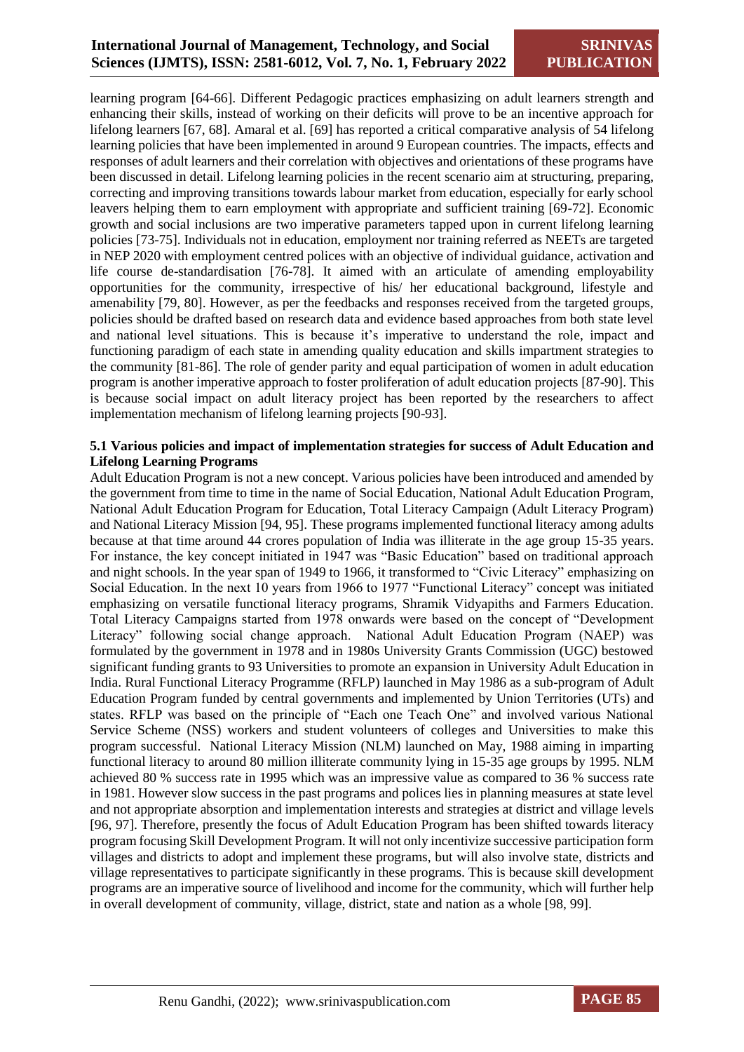learning program [64-66]. Different Pedagogic practices emphasizing on adult learners strength and enhancing their skills, instead of working on their deficits will prove to be an incentive approach for lifelong learners [67, 68]. Amaral et al. [69] has reported a critical comparative analysis of 54 lifelong learning policies that have been implemented in around 9 European countries. The impacts, effects and responses of adult learners and their correlation with objectives and orientations of these programs have been discussed in detail. Lifelong learning policies in the recent scenario aim at structuring, preparing, correcting and improving transitions towards labour market from education, especially for early school leavers helping them to earn employment with appropriate and sufficient training [69-72]. Economic growth and social inclusions are two imperative parameters tapped upon in current lifelong learning policies [73-75]. Individuals not in education, employment nor training referred as NEETs are targeted in NEP 2020 with employment centred polices with an objective of individual guidance, activation and life course de-standardisation [76-78]. It aimed with an articulate of amending employability opportunities for the community, irrespective of his/ her educational background, lifestyle and amenability [79, 80]. However, as per the feedbacks and responses received from the targeted groups, policies should be drafted based on research data and evidence based approaches from both state level and national level situations. This is because it's imperative to understand the role, impact and functioning paradigm of each state in amending quality education and skills impartment strategies to the community [81-86]. The role of gender parity and equal participation of women in adult education program is another imperative approach to foster proliferation of adult education projects [87-90]. This is because social impact on adult literacy project has been reported by the researchers to affect implementation mechanism of lifelong learning projects [90-93].

### 5.1 Various policies and impact of implementation strategies for success of Adult Education and Lifelong Learning Programs

Adult Education Program is not a new concept. Various policies have been introduced and amended by the government from time to time in the name of Social Education, National Adult Education Program, National Adult Education Program for Education, Total Literacy Campaign (Adult Literacy Program) and National Literacy Mission [94, 95]. These programs implemented functional literacy among adults because at that time around 44 crores population of India was illiterate in the age group 15-35 years. For instance, the key concept initiated in 1947 was "Basic Education" based on traditional approach and night schools. In the year span of 1949 to 1966, it transformed to "Civic Literacy" emphasizing on Social Education. In the next 10 years from 1966 to 1977 "Functional Literacy" concept was initiated emphasizing on versatile functional literacy programs, Shramik Vidyapiths and Farmers Education. Total Literacy Campaigns started from 1978 onwards were based on the concept of "Development Literacy" following social change approach. National Adult Education Program (NAEP) was formulated by the government in 1978 and in 1980s University Grants Commission (UGC) bestowed significant funding grants to 93 Universities to promote an expansion in University Adult Education in India. Rural Functional Literacy Programme (RFLP) launched in May 1986 as a sub-program of Adult Education Program funded by central governments and implemented by Union Territories (UTs) and states. RFLP was based on the principle of "Each one Teach One" and involved various National Service Scheme (NSS) workers and student volunteers of colleges and Universities to make this program successful. National Literacy Mission (NLM) launched on May, 1988 aiming in imparting functional literacy to around 80 million illiterate community lying in 15-35 age groups by 1995. NLM achieved 80 % success rate in 1995 which was an impressive value as compared to 36 % success rate in 1981. However slow success in the past programs and polices lies in planning measures at state level and not appropriate absorption and implementation interests and strategies at district and village levels [96, 97]. Therefore, presently the focus of Adult Education Program has been shifted towards literacy program focusing Skill Development Program. It will not only incentivize successive participation form villages and districts to adopt and implement these programs, but will also involve state, districts and village representatives to participate significantly in these programs. This is because skill development programs are an imperative source of livelihood and income for the community, which will further help in overall development of community, village, district, state and nation as a whole [98, 99].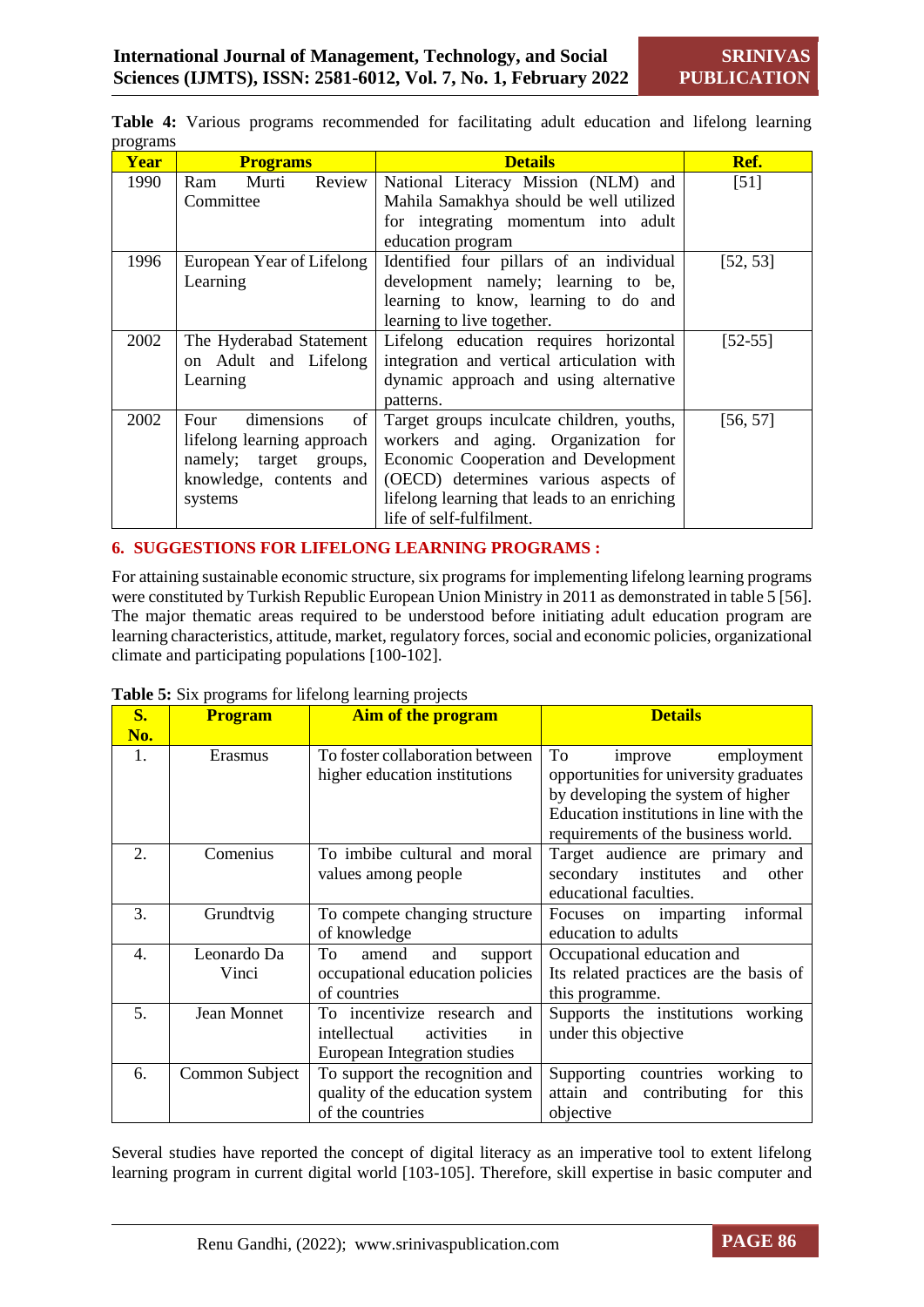**Table 4:** Various programs recommended for facilitating adult education and lifelong learning programs

| Year | Programs | Details | Ref. |
|---|---|---|---|
| 1990 | Ram Murti Review Committee | National Literacy Mission (NLM) and Mahila Samakhya should be well utilized for integrating momentum into adult education program | [51] |
| 1996 | European Year of Lifelong Learning | Identified four pillars of an individual development namely; learning to be, learning to know, learning to do and learning to live together. | [52, 53] |
| 2002 | The Hyderabad Statement on Adult and Lifelong Learning | Lifelong education requires horizontal integration and vertical articulation with dynamic approach and using alternative patterns. | [52-55] |
| 2002 | Four dimensions of lifelong learning approach namely; target groups, knowledge, contents and systems | Target groups inculcate children, youths, workers and aging. Organization for Economic Cooperation and Development (OECD) determines various aspects of lifelong learning that leads to an enriching life of self-fulfilment. | [56, 57] |

## 6. SUGGESTIONS FOR LIFELONG LEARNING PROGRAMS :

For attaining sustainable economic structure, six programs for implementing lifelong learning programs were constituted by Turkish Republic European Union Ministry in 2011 as demonstrated in table 5 [56]. The major thematic areas required to be understood before initiating adult education program are learning characteristics, attitude, market, regulatory forces, social and economic policies, organizational climate and participating populations [100-102].

**Table 5:** Six programs for lifelong learning projects

| S. No. | Program | Aim of the program | Details |
|---|---|---|---|
| 1. | Erasmus | To foster collaboration between higher education institutions | To improve employment opportunities for university graduates by developing the system of higher Education institutions in line with the requirements of the business world. |
| 2. | Comenius | To imbibe cultural and moral values among people | Target audience are primary and secondary institutes and other educational faculties. |
| 3. | Grundtvig | To compete changing structure of knowledge | Focuses on imparting informal education to adults |
| 4. | Leonardo Da Vinci | To amend and support occupational education policies of countries | Occupational education and Its related practices are the basis of this programme. |
| 5. | Jean Monnet | To incentivize research and intellectual activities in European Integration studies | Supports the institutions working under this objective |
| 6. | Common Subject | To support the recognition and quality of the education system of the countries | Supporting countries working to attain and contributing for this objective |

Several studies have reported the concept of digital literacy as an imperative tool to extent lifelong learning program in current digital world [103-105]. Therefore, skill expertise in basic computer and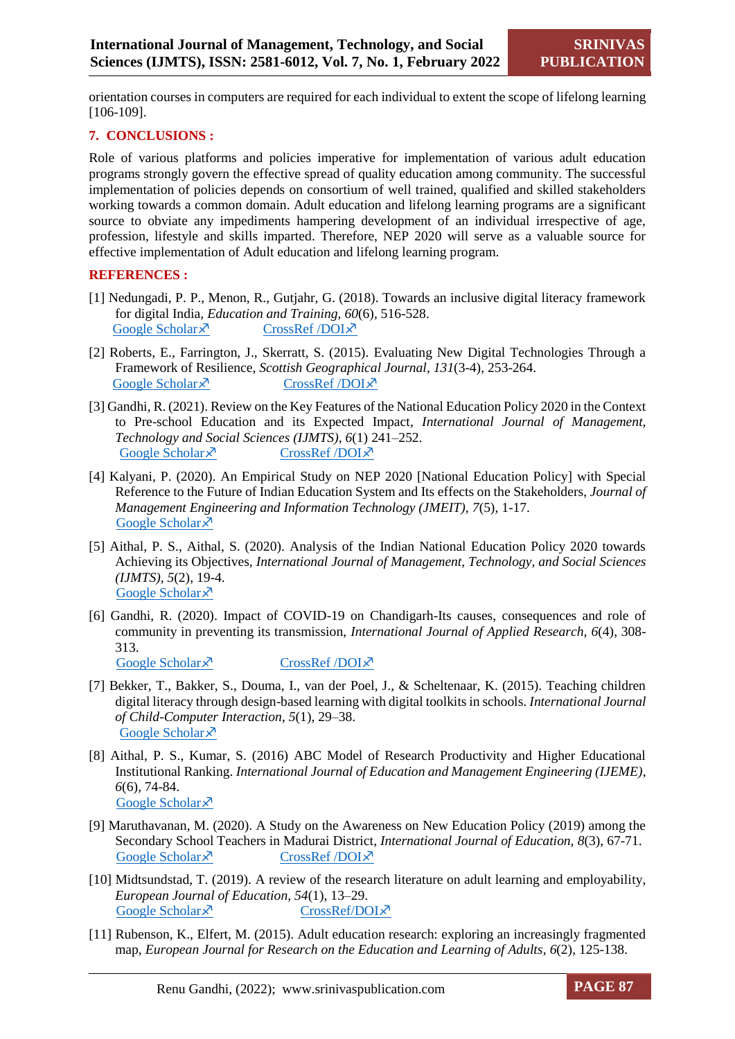orientation courses in computers are required for each individual to extent the scope of lifelong learning [106-109].

## 7. CONCLUSIONS :

Role of various platforms and policies imperative for implementation of various adult education programs strongly govern the effective spread of quality education among community. The successful implementation of policies depends on consortium of well trained, qualified and skilled stakeholders working towards a common domain. Adult education and lifelong learning programs are a significant source to obviate any impediments hampering development of an individual irrespective of age, profession, lifestyle and skills imparted. Therefore, NEP 2020 will serve as a valuable source for effective implementation of Adult education and lifelong learning program.

## REFERENCES :

[1] Nedungadi, P. P., Menon, R., Gutjahr, G. (2018). Towards an inclusive digital literacy framework for digital India, *Education and Training*, *60*(6), 516-528.
Google Scholar↗ CrossRef /DOI↗

[2] Roberts, E., Farrington, J., Skerratt, S. (2015). Evaluating New Digital Technologies Through a Framework of Resilience, *Scottish Geographical Journal*, *131*(3-4), 253-264.
Google Scholar↗ CrossRef /DOI↗

[3] Gandhi, R. (2021). Review on the Key Features of the National Education Policy 2020 in the Context to Pre-school Education and its Expected Impact, *International Journal of Management, Technology and Social Sciences (IJMTS)*, *6*(1) 241–252.
Google Scholar↗ CrossRef /DOI↗

[4] Kalyani, P. (2020). An Empirical Study on NEP 2020 [National Education Policy] with Special Reference to the Future of Indian Education System and Its effects on the Stakeholders, *Journal of Management Engineering and Information Technology (JMEIT)*, *7*(5), 1-17.
Google Scholar↗

[5] Aithal, P. S., Aithal, S. (2020). Analysis of the Indian National Education Policy 2020 towards Achieving its Objectives, *International Journal of Management, Technology, and Social Sciences (IJMTS)*, *5*(2), 19-4.
Google Scholar↗

[6] Gandhi, R. (2020). Impact of COVID-19 on Chandigarh-Its causes, consequences and role of community in preventing its transmission, *International Journal of Applied Research, 6*(4), 308-313.
Google Scholar↗ CrossRef /DOI↗

[7] Bekker, T., Bakker, S., Douma, I., van der Poel, J., & Scheltenaar, K. (2015). Teaching children digital literacy through design-based learning with digital toolkits in schools. *International Journal of Child-Computer Interaction*, *5*(1), 29–38.
Google Scholar↗

[8] Aithal, P. S., Kumar, S. (2016) ABC Model of Research Productivity and Higher Educational Institutional Ranking. *International Journal of Education and Management Engineering (IJEME)*, *6*(6), 74-84.
Google Scholar↗

[9] Maruthavanan, M. (2020). A Study on the Awareness on New Education Policy (2019) among the Secondary School Teachers in Madurai District, *International Journal of Education, 8*(3), 67-71.
Google Scholar↗ CrossRef /DOI↗

[10] Midtsundstad, T. (2019). A review of the research literature on adult learning and employability, *European Journal of Education, 54*(1), 13–29.
Google Scholar↗ CrossRef/DOI↗

[11] Rubenson, K., Elfert, M. (2015). Adult education research: exploring an increasingly fragmented map, *European Journal for Research on the Education and Learning of Adults*, *6*(2), 125-138.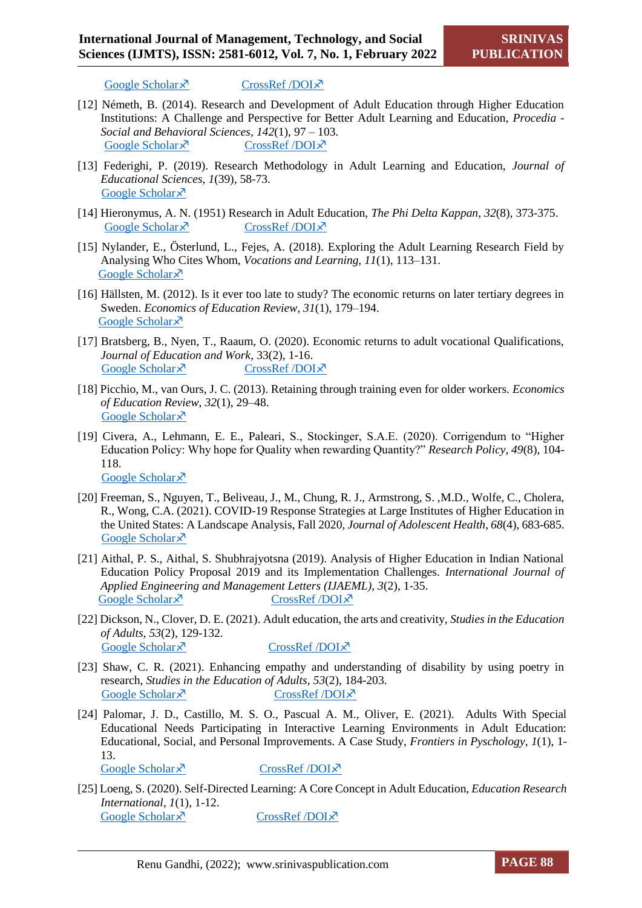Google Scholar↗ CrossRef /DOI↗

[12] Németh, B. (2014). Research and Development of Adult Education through Higher Education Institutions: A Challenge and Perspective for Better Adult Learning and Education, *Procedia - Social and Behavioral Sciences*, *142*(1), 97 – 103.
Google Scholar↗ CrossRef /DOI↗

[13] Federighi, P. (2019). Research Methodology in Adult Learning and Education, *Journal of Educational Sciences*, *1*(39), 58-73.
Google Scholar↗

[14] Hieronymus, A. N. (1951) Research in Adult Education, *The Phi Delta Kappan*, *32*(8), 373-375.
Google Scholar↗ CrossRef /DOI↗

[15] Nylander, E., Österlund, L., Fejes, A. (2018). Exploring the Adult Learning Research Field by Analysing Who Cites Whom, *Vocations and Learning*, *11*(1), 113–131.
Google Scholar↗

[16] Hällsten, M. (2012). Is it ever too late to study? The economic returns on later tertiary degrees in Sweden. *Economics of Education Review*, *31*(1), 179–194.
Google Scholar↗

[17] Bratsberg, B., Nyen, T., Raaum, O. (2020). Economic returns to adult vocational Qualifications, *Journal of Education and Work*, 33(2), 1-16.
Google Scholar↗ CrossRef /DOI↗

[18] Picchio, M., van Ours, J. C. (2013). Retaining through training even for older workers. *Economics of Education Review*, *32*(1), 29–48.
Google Scholar↗

[19] Civera, A., Lehmann, E. E., Paleari, S., Stockinger, S.A.E. (2020). Corrigendum to "Higher Education Policy: Why hope for Quality when rewarding Quantity?" *Research Policy*, *49*(8), 104-118.
Google Scholar↗

[20] Freeman, S., Nguyen, T., Beliveau, J., M., Chung, R. J., Armstrong, S. ,M.D., Wolfe, C., Cholera, R., Wong, C.A. (2021). COVID-19 Response Strategies at Large Institutes of Higher Education in the United States: A Landscape Analysis, Fall 2020, *Journal of Adolescent Health*, *68*(4), 683-685.
Google Scholar↗

[21] Aithal, P. S., Aithal, S. Shubhrajyotsna (2019). Analysis of Higher Education in Indian National Education Policy Proposal 2019 and its Implementation Challenges. *International Journal of Applied Engineering and Management Letters (IJAEML)*, *3*(2), 1-35.
Google Scholar↗ CrossRef /DOI↗

[22] Dickson, N., Clover, D. E. (2021). Adult education, the arts and creativity, *Studies in the Education of Adults*, *53*(2), 129-132.
Google Scholar↗ CrossRef /DOI↗

[23] Shaw, C. R. (2021). Enhancing empathy and understanding of disability by using poetry in research, *Studies in the Education of Adults*, *53*(2), 184-203.
Google Scholar↗ CrossRef /DOI↗

[24] Palomar, J. D., Castillo, M. S. O., Pascual A. M., Oliver, E. (2021). Adults With Special Educational Needs Participating in Interactive Learning Environments in Adult Education: Educational, Social, and Personal Improvements. A Case Study, *Frontiers in Pyschology*, *1*(1), 1-13.
Google Scholar↗ CrossRef /DOI↗

[25] Loeng, S. (2020). Self-Directed Learning: A Core Concept in Adult Education, *Education Research International*, *1*(1), 1-12.
Google Scholar↗ CrossRef /DOI↗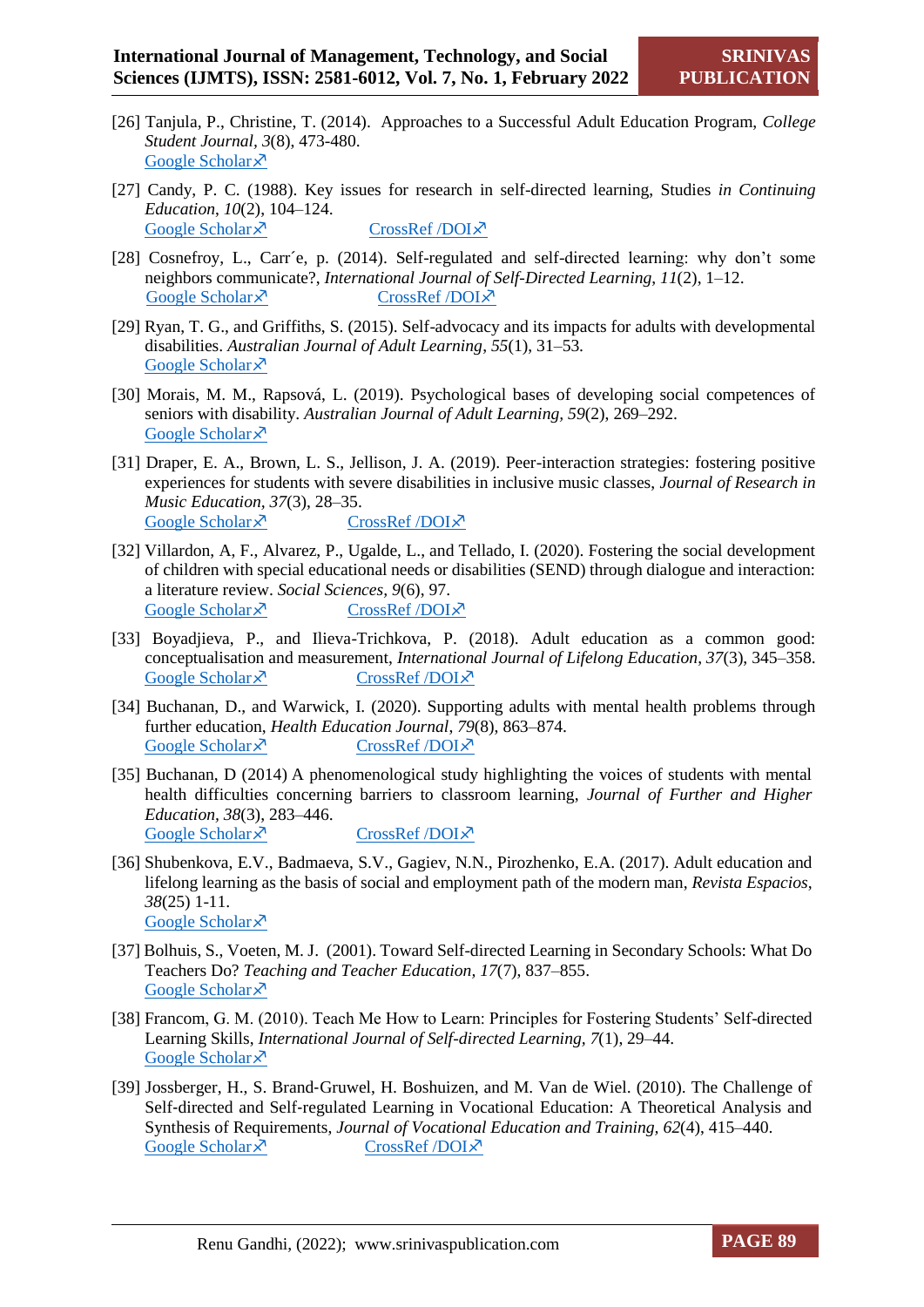[26] Tanjula, P., Christine, T. (2014). Approaches to a Successful Adult Education Program, *College Student Journal*, *3*(8), 473-480.
Google Scholar↗

[27] Candy, P. C. (1988). Key issues for research in self-directed learning, Studies *in Continuing Education*, *10*(2), 104–124.
Google Scholar↗ CrossRef /DOI↗

[28] Cosnefroy, L., Carr´e, p. (2014). Self-regulated and self-directed learning: why don't some neighbors communicate?, *International Journal of Self-Directed Learning*, *11*(2), 1–12.
Google Scholar↗ CrossRef /DOI↗

[29] Ryan, T. G., and Griffiths, S. (2015). Self-advocacy and its impacts for adults with developmental disabilities. *Australian Journal of Adult Learning*, *55*(1), 31–53.
Google Scholar↗

[30] Morais, M. M., Rapsová, L. (2019). Psychological bases of developing social competences of seniors with disability. *Australian Journal of Adult Learning*, *59*(2), 269–292.
Google Scholar↗

[31] Draper, E. A., Brown, L. S., Jellison, J. A. (2019). Peer-interaction strategies: fostering positive experiences for students with severe disabilities in inclusive music classes, *Journal of Research in Music Education*, *37*(3), 28–35.
Google Scholar↗ CrossRef /DOI↗

[32] Villardon, A, F., Alvarez, P., Ugalde, L., and Tellado, I. (2020). Fostering the social development of children with special educational needs or disabilities (SEND) through dialogue and interaction: a literature review. *Social Sciences*, *9*(6), 97.
Google Scholar↗ CrossRef /DOI↗

[33] Boyadjieva, P., and Ilieva-Trichkova, P. (2018). Adult education as a common good: conceptualisation and measurement, *International Journal of Lifelong Education*, *37*(3), 345–358.
Google Scholar↗ CrossRef /DOI↗

[34] Buchanan, D., and Warwick, I. (2020). Supporting adults with mental health problems through further education, *Health Education Journal*, *79*(8), 863–874.
Google Scholar↗ CrossRef /DOI↗

[35] Buchanan, D (2014) A phenomenological study highlighting the voices of students with mental health difficulties concerning barriers to classroom learning, *Journal of Further and Higher Education*, *38*(3), 283–446.
Google Scholar↗ CrossRef /DOI↗

[36] Shubenkova, E.V., Badmaeva, S.V., Gagiev, N.N., Pirozhenko, E.A. (2017). Adult education and lifelong learning as the basis of social and employment path of the modern man, *Revista Espacios*, *38*(25) 1-11.
Google Scholar↗

[37] Bolhuis, S., Voeten, M. J. (2001). Toward Self-directed Learning in Secondary Schools: What Do Teachers Do? *Teaching and Teacher Education*, *17*(7), 837–855.
Google Scholar↗

[38] Francom, G. M. (2010). Teach Me How to Learn: Principles for Fostering Students' Self-directed Learning Skills, *International Journal of Self-directed Learning*, *7*(1), 29–44.
Google Scholar↗

[39] Jossberger, H., S. Brand-Gruwel, H. Boshuizen, and M. Van de Wiel. (2010). The Challenge of Self-directed and Self-regulated Learning in Vocational Education: A Theoretical Analysis and Synthesis of Requirements, *Journal of Vocational Education and Training*, *62*(4), 415–440.
Google Scholar↗ CrossRef /DOI↗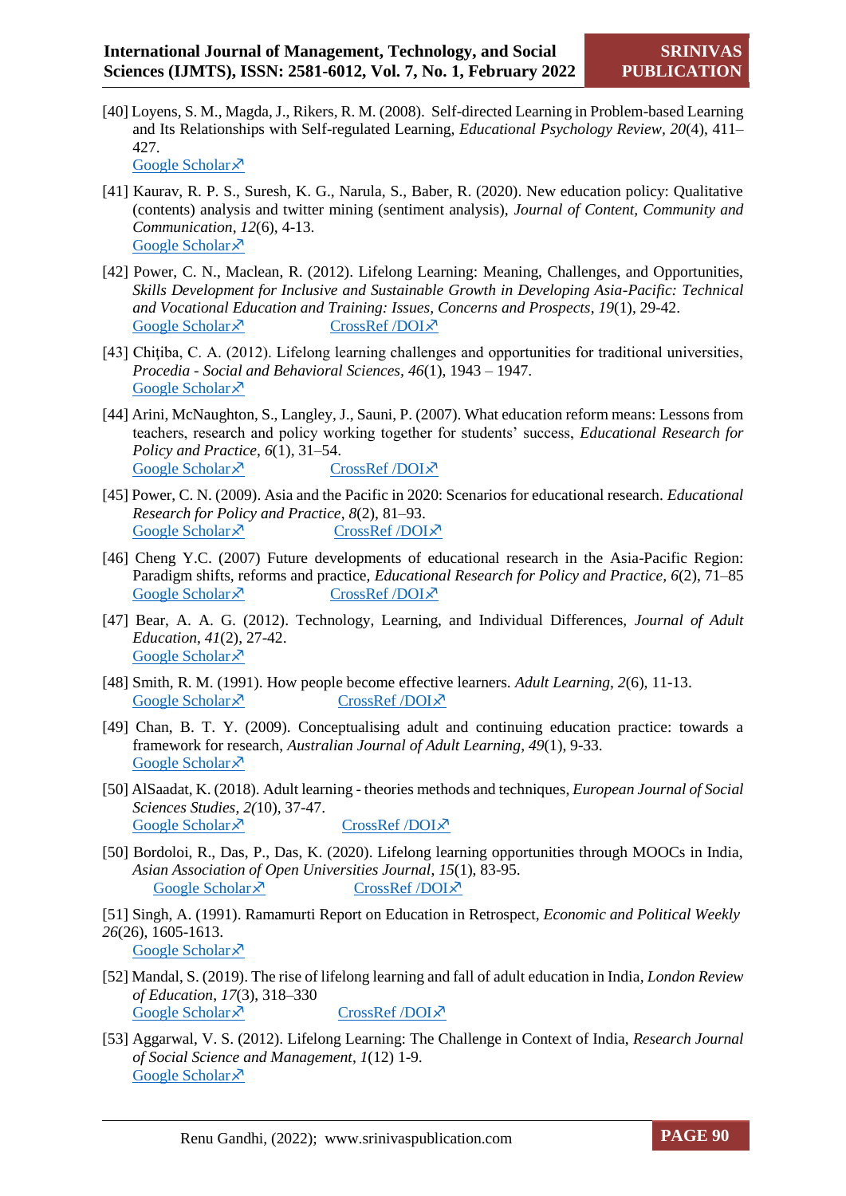[40] Loyens, S. M., Magda, J., Rikers, R. M. (2008). Self-directed Learning in Problem-based Learning and Its Relationships with Self-regulated Learning, *Educational Psychology Review*, *20*(4), 411–427.
Google Scholar↗

[41] Kaurav, R. P. S., Suresh, K. G., Narula, S., Baber, R. (2020). New education policy: Qualitative (contents) analysis and twitter mining (sentiment analysis), *Journal of Content, Community and Communication*, *12*(6), 4-13.
Google Scholar↗

[42] Power, C. N., Maclean, R. (2012). Lifelong Learning: Meaning, Challenges, and Opportunities, *Skills Development for Inclusive and Sustainable Growth in Developing Asia-Pacific: Technical and Vocational Education and Training: Issues, Concerns and Prospects*, *19*(1), 29-42.
Google Scholar↗ CrossRef /DOI↗

[43] Chițiba, C. A. (2012). Lifelong learning challenges and opportunities for traditional universities, *Procedia - Social and Behavioral Sciences*, *46*(1), 1943 – 1947.
Google Scholar↗

[44] Arini, McNaughton, S., Langley, J., Sauni, P. (2007). What education reform means: Lessons from teachers, research and policy working together for students' success, *Educational Research for Policy and Practice*, *6*(1), 31–54.
Google Scholar↗ CrossRef /DOI↗

[45] Power, C. N. (2009). Asia and the Pacific in 2020: Scenarios for educational research. *Educational Research for Policy and Practice*, *8*(2), 81–93.
Google Scholar↗ CrossRef /DOI↗

[46] Cheng Y.C. (2007) Future developments of educational research in the Asia-Pacific Region: Paradigm shifts, reforms and practice, *Educational Research for Policy and Practice*, *6*(2), 71–85
Google Scholar↗ CrossRef /DOI↗

[47] Bear, A. A. G. (2012). Technology, Learning, and Individual Differences, *Journal of Adult Education*, *41*(2), 27-42.
Google Scholar↗

[48] Smith, R. M. (1991). How people become effective learners. *Adult Learning*, *2*(6), 11-13.
Google Scholar↗ CrossRef /DOI↗

[49] Chan, B. T. Y. (2009). Conceptualising adult and continuing education practice: towards a framework for research, *Australian Journal of Adult Learning*, *49*(1), 9-33.
Google Scholar↗

[50] AlSaadat, K. (2018). Adult learning - theories methods and techniques, *European Journal of Social Sciences Studies*, *2*(10), 37-47.
Google Scholar↗ CrossRef /DOI↗

[50] Bordoloi, R., Das, P., Das, K. (2020). Lifelong learning opportunities through MOOCs in India, *Asian Association of Open Universities Journal*, *15*(1), 83-95.
Google Scholar↗ CrossRef /DOI↗

[51] Singh, A. (1991). Ramamurti Report on Education in Retrospect, *Economic and Political Weekly* *26*(26), 1605-1613.
Google Scholar↗

[52] Mandal, S. (2019). The rise of lifelong learning and fall of adult education in India, *London Review of Education*, *17*(3), 318–330
Google Scholar↗ CrossRef /DOI↗

[53] Aggarwal, V. S. (2012). Lifelong Learning: The Challenge in Context of India, *Research Journal of Social Science and Management*, *1*(12) 1-9.
Google Scholar↗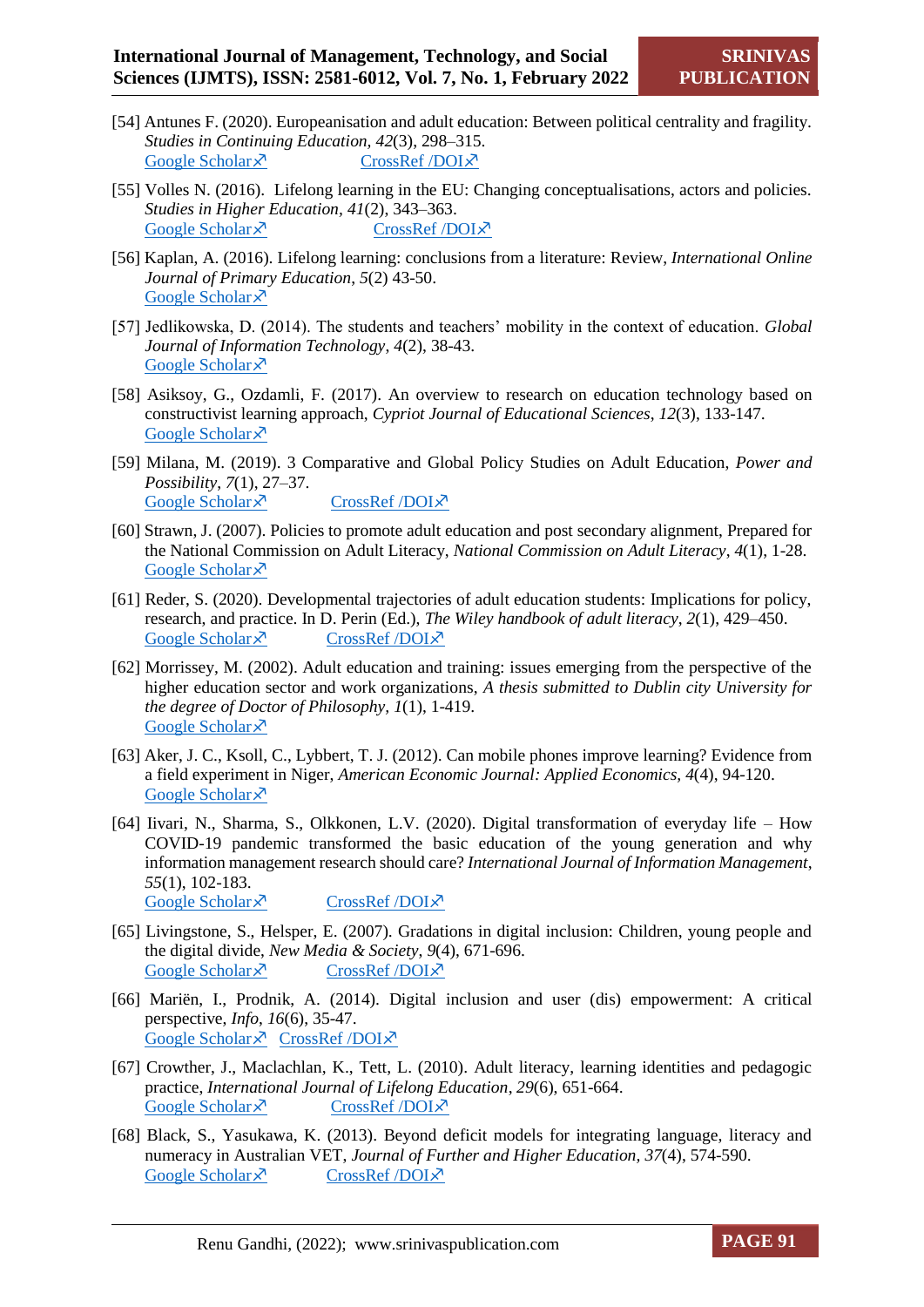[54] Antunes F. (2020). Europeanisation and adult education: Between political centrality and fragility. *Studies in Continuing Education*, *42*(3), 298–315.
Google Scholar↗ CrossRef /DOI↗

[55] Volles N. (2016). Lifelong learning in the EU: Changing conceptualisations, actors and policies. *Studies in Higher Education*, *41*(2), 343–363.
Google Scholar↗ CrossRef /DOI↗

[56] Kaplan, A. (2016). Lifelong learning: conclusions from a literature: Review, *International Online Journal of Primary Education*, *5*(2) 43-50.
Google Scholar↗

[57] Jedlikowska, D. (2014). The students and teachers' mobility in the context of education. *Global Journal of Information Technology*, *4*(2), 38-43.
Google Scholar↗

[58] Asiksoy, G., Ozdamli, F. (2017). An overview to research on education technology based on constructivist learning approach, *Cypriot Journal of Educational Sciences*, *12*(3), 133-147.
Google Scholar↗

[59] Milana, M. (2019). 3 Comparative and Global Policy Studies on Adult Education, *Power and Possibility*, *7*(1), 27–37.
Google Scholar↗ CrossRef /DOI↗

[60] Strawn, J. (2007). Policies to promote adult education and post secondary alignment, Prepared for the National Commission on Adult Literacy, *National Commission on Adult Literacy*, *4*(1), 1-28.
Google Scholar↗

[61] Reder, S. (2020). Developmental trajectories of adult education students: Implications for policy, research, and practice. In D. Perin (Ed.), *The Wiley handbook of adult literacy*, *2*(1), 429–450.
Google Scholar↗ CrossRef /DOI↗

[62] Morrissey, M. (2002). Adult education and training: issues emerging from the perspective of the higher education sector and work organizations, *A thesis submitted to Dublin city University for the degree of Doctor of Philosophy*, *1*(1), 1-419.
Google Scholar↗

[63] Aker, J. C., Ksoll, C., Lybbert, T. J. (2012). Can mobile phones improve learning? Evidence from a field experiment in Niger, *American Economic Journal: Applied Economics*, *4*(4), 94-120.
Google Scholar↗

[64] Iivari, N., Sharma, S., Olkkonen, L.V. (2020). Digital transformation of everyday life – How COVID-19 pandemic transformed the basic education of the young generation and why information management research should care? *International Journal of Information Management*, *55*(1), 102-183.
Google Scholar↗ CrossRef /DOI↗

[65] Livingstone, S., Helsper, E. (2007). Gradations in digital inclusion: Children, young people and the digital divide, *New Media & Society*, *9*(4), 671-696.
Google Scholar↗ CrossRef /DOI↗

[66] Mariën, I., Prodnik, A. (2014). Digital inclusion and user (dis) empowerment: A critical perspective, *Info*, *16*(6), 35-47.
Google Scholar↗ CrossRef /DOI↗

[67] Crowther, J., Maclachlan, K., Tett, L. (2010). Adult literacy, learning identities and pedagogic practice, *International Journal of Lifelong Education*, *29*(6), 651-664.
Google Scholar↗ CrossRef /DOI↗

[68] Black, S., Yasukawa, K. (2013). Beyond deficit models for integrating language, literacy and numeracy in Australian VET, *Journal of Further and Higher Education*, *37*(4), 574-590.
Google Scholar↗ CrossRef /DOI↗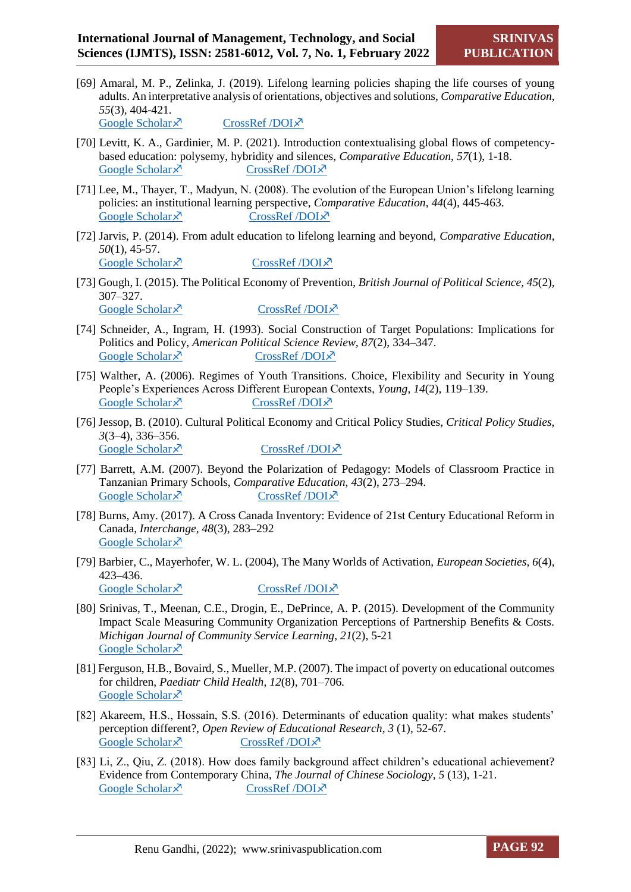[69] Amaral, M. P., Zelinka, J. (2019). Lifelong learning policies shaping the life courses of young adults. An interpretative analysis of orientations, objectives and solutions, *Comparative Education*, *55*(3), 404-421.
Google Scholar↗ CrossRef /DOI↗

[70] Levitt, K. A., Gardinier, M. P. (2021). Introduction contextualising global flows of competency-based education: polysemy, hybridity and silences, *Comparative Education*, *57*(1), 1-18.
Google Scholar↗ CrossRef /DOI↗

[71] Lee, M., Thayer, T., Madyun, N. (2008). The evolution of the European Union's lifelong learning policies: an institutional learning perspective, *Comparative Education*, *44*(4), 445-463.
Google Scholar↗ CrossRef /DOI↗

[72] Jarvis, P. (2014). From adult education to lifelong learning and beyond, *Comparative Education*, *50*(1), 45-57.
Google Scholar↗ CrossRef /DOI↗

[73] Gough, I. (2015). The Political Economy of Prevention, *British Journal of Political Science*, *45*(2), 307–327.
Google Scholar↗ CrossRef /DOI↗

[74] Schneider, A., Ingram, H. (1993). Social Construction of Target Populations: Implications for Politics and Policy, *American Political Science Review*, *87*(2), 334–347.
Google Scholar↗ CrossRef /DOI↗

[75] Walther, A. (2006). Regimes of Youth Transitions. Choice, Flexibility and Security in Young People's Experiences Across Different European Contexts, *Young*, *14*(2), 119–139.
Google Scholar↗ CrossRef /DOI↗

[76] Jessop, B. (2010). Cultural Political Economy and Critical Policy Studies, *Critical Policy Studies*, *3*(3–4), 336–356.
Google Scholar↗ CrossRef /DOI↗

[77] Barrett, A.M. (2007). Beyond the Polarization of Pedagogy: Models of Classroom Practice in Tanzanian Primary Schools, *Comparative Education*, *43*(2), 273–294.
Google Scholar↗ CrossRef /DOI↗

[78] Burns, Amy. (2017). A Cross Canada Inventory: Evidence of 21st Century Educational Reform in Canada, *Interchange*, *48*(3), 283–292
Google Scholar↗

[79] Barbier, C., Mayerhofer, W. L. (2004), The Many Worlds of Activation, *European Societies*, *6*(4), 423–436.
Google Scholar↗ CrossRef /DOI↗

[80] Srinivas, T., Meenan, C.E., Drogin, E., DePrince, A. P. (2015). Development of the Community Impact Scale Measuring Community Organization Perceptions of Partnership Benefits & Costs. *Michigan Journal of Community Service Learning*, *21*(2), 5-21
Google Scholar↗

[81] Ferguson, H.B., Bovaird, S., Mueller, M.P. (2007). The impact of poverty on educational outcomes for children, *Paediatr Child Health*, *12*(8), 701–706.
Google Scholar↗

[82] Akareem, H.S., Hossain, S.S. (2016). Determinants of education quality: what makes students' perception different?, *Open Review of Educational Research*, *3* (1), 52-67.
Google Scholar↗ CrossRef /DOI↗

[83] Li, Z., Qiu, Z. (2018). How does family background affect children's educational achievement? Evidence from Contemporary China, *The Journal of Chinese Sociology*, *5* (13), 1-21.
Google Scholar↗ CrossRef /DOI↗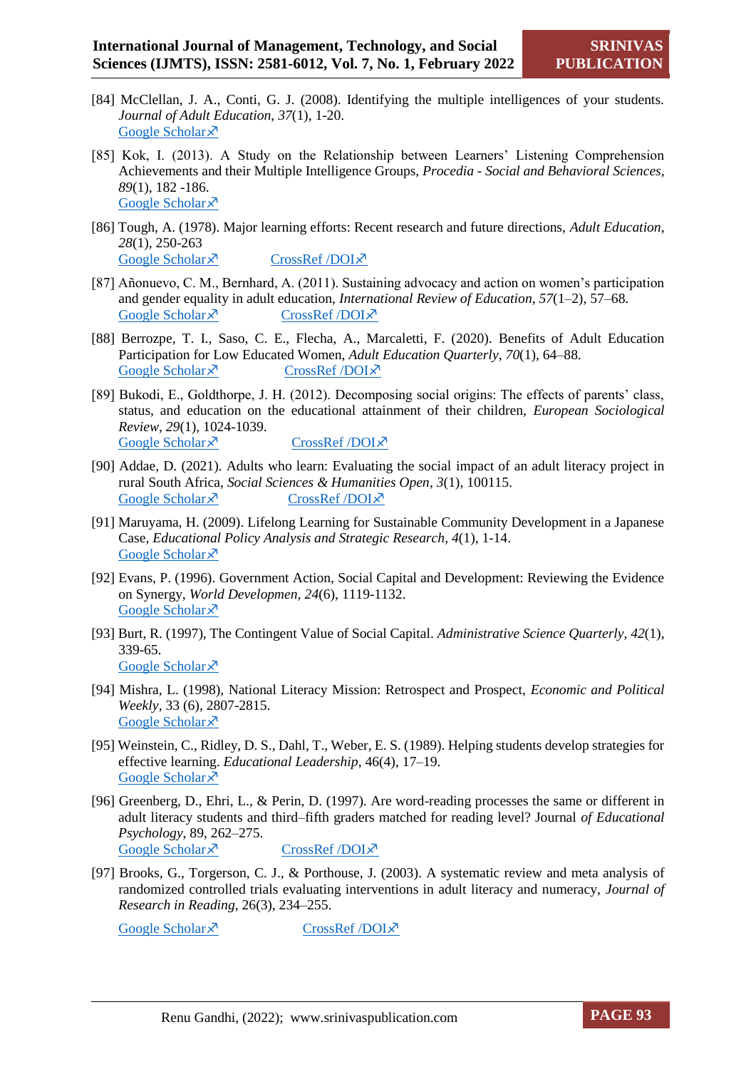[84] McClellan, J. A., Conti, G. J. (2008). Identifying the multiple intelligences of your students. *Journal of Adult Education*, *37*(1), 1-20.
Google Scholar↗

[85] Kok, I. (2013). A Study on the Relationship between Learners' Listening Comprehension Achievements and their Multiple Intelligence Groups, *Procedia - Social and Behavioral Sciences*, *89*(1), 182 -186.
Google Scholar↗

[86] Tough, A. (1978). Major learning efforts: Recent research and future directions, *Adult Education*, *28*(1), 250-263
Google Scholar↗ CrossRef /DOI↗

[87] Añonuevo, C. M., Bernhard, A. (2011). Sustaining advocacy and action on women's participation and gender equality in adult education, *International Review of Education*, *57*(1–2), 57–68.
Google Scholar↗ CrossRef /DOI↗

[88] Berrozpe, T. I., Saso, C. E., Flecha, A., Marcaletti, F. (2020). Benefits of Adult Education Participation for Low Educated Women, *Adult Education Quarterly*, *70*(1), 64–88.
Google Scholar↗ CrossRef /DOI↗

[89] Bukodi, E., Goldthorpe, J. H. (2012). Decomposing social origins: The effects of parents' class, status, and education on the educational attainment of their children, *European Sociological Review*, *29*(1), 1024-1039.
Google Scholar↗ CrossRef /DOI↗

[90] Addae, D. (2021). Adults who learn: Evaluating the social impact of an adult literacy project in rural South Africa, *Social Sciences & Humanities Open*, *3*(1), 100115.
Google Scholar↗ CrossRef /DOI↗

[91] Maruyama, H. (2009). Lifelong Learning for Sustainable Community Development in a Japanese Case, *Educational Policy Analysis and Strategic Research*, *4*(1), 1-14.
Google Scholar↗

[92] Evans, P. (1996). Government Action, Social Capital and Development: Reviewing the Evidence on Synergy, *World Developmen*, *24*(6), 1119-1132.
Google Scholar↗

[93] Burt, R. (1997), The Contingent Value of Social Capital. *Administrative Science Quarterly*, *42*(1), 339-65.
Google Scholar↗

[94] Mishra, L. (1998), National Literacy Mission: Retrospect and Prospect, *Economic and Political Weekly*, 33 (6), 2807-2815.
Google Scholar↗

[95] Weinstein, C., Ridley, D. S., Dahl, T., Weber, E. S. (1989). Helping students develop strategies for effective learning. *Educational Leadership*, 46(4), 17–19.
Google Scholar↗

[96] Greenberg, D., Ehri, L., & Perin, D. (1997). Are word-reading processes the same or different in adult literacy students and third–fifth graders matched for reading level? Journal *of Educational Psychology*, 89, 262–275.
Google Scholar↗ CrossRef /DOI↗

[97] Brooks, G., Torgerson, C. J., & Porthouse, J. (2003). A systematic review and meta analysis of randomized controlled trials evaluating interventions in adult literacy and numeracy, *Journal of Research in Reading*, 26(3), 234–255.
Google Scholar↗ CrossRef /DOI↗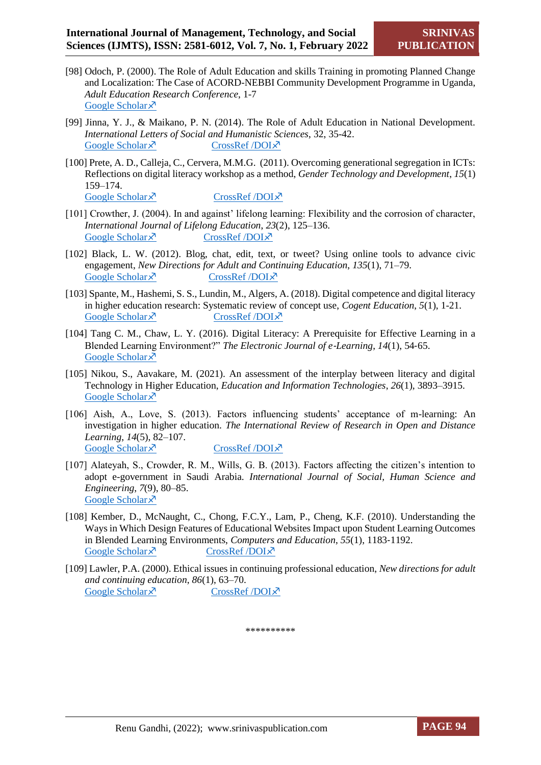[98] Odoch, P. (2000). The Role of Adult Education and skills Training in promoting Planned Change and Localization: The Case of ACORD-NEBBI Community Development Programme in Uganda, *Adult Education Research Conference*, 1-7
Google Scholar↗

[99] Jinna, Y. J., & Maikano, P. N. (2014). The Role of Adult Education in National Development. *International Letters of Social and Humanistic Sciences*, 32, 35-42.
Google Scholar↗ CrossRef /DOI↗

[100] Prete, A. D., Calleja, C., Cervera, M.M.G. (2011). Overcoming generational segregation in ICTs: Reflections on digital literacy workshop as a method, *Gender Technology and Development*, *15*(1) 159–174.
Google Scholar↗ CrossRef /DOI↗

[101] Crowther, J. (2004). In and against' lifelong learning: Flexibility and the corrosion of character, *International Journal of Lifelong Education*, *23*(2), 125–136.
Google Scholar↗ CrossRef /DOI↗

[102] Black, L. W. (2012). Blog, chat, edit, text, or tweet? Using online tools to advance civic engagement, *New Directions for Adult and Continuing Education*, *135*(1), 71–79.
Google Scholar↗ CrossRef /DOI↗

[103] Spante, M., Hashemi, S. S., Lundin, M., Algers, A. (2018). Digital competence and digital literacy in higher education research: Systematic review of concept use, *Cogent Education*, *5*(1), 1-21.
Google Scholar↗ CrossRef /DOI↗

[104] Tang C. M., Chaw, L. Y. (2016). Digital Literacy: A Prerequisite for Effective Learning in a Blended Learning Environment?" *The Electronic Journal of e-Learning*, *14*(1), 54-65.
Google Scholar↗

[105] Nikou, S., Aavakare, M. (2021). An assessment of the interplay between literacy and digital Technology in Higher Education, *Education and Information Technologies*, *26*(1), 3893–3915.
Google Scholar↗

[106] Aish, A., Love, S. (2013). Factors influencing students' acceptance of m-learning: An investigation in higher education. *The International Review of Research in Open and Distance Learning*, *14*(5), 82–107.
Google Scholar↗ CrossRef /DOI↗

[107] Alateyah, S., Crowder, R. M., Wills, G. B. (2013). Factors affecting the citizen's intention to adopt e-government in Saudi Arabia. *International Journal of Social, Human Science and Engineering*, *7*(9), 80–85.
Google Scholar↗

[108] Kember, D., McNaught, C., Chong, F.C.Y., Lam, P., Cheng, K.F. (2010). Understanding the Ways in Which Design Features of Educational Websites Impact upon Student Learning Outcomes in Blended Learning Environments, *Computers and Education*, *55*(1), 1183-1192.
Google Scholar↗ CrossRef /DOI↗

[109] Lawler, P.A. (2000). Ethical issues in continuing professional education, *New directions for adult and continuing education*, *86*(1), 63–70.
Google Scholar↗ CrossRef /DOI↗

**********